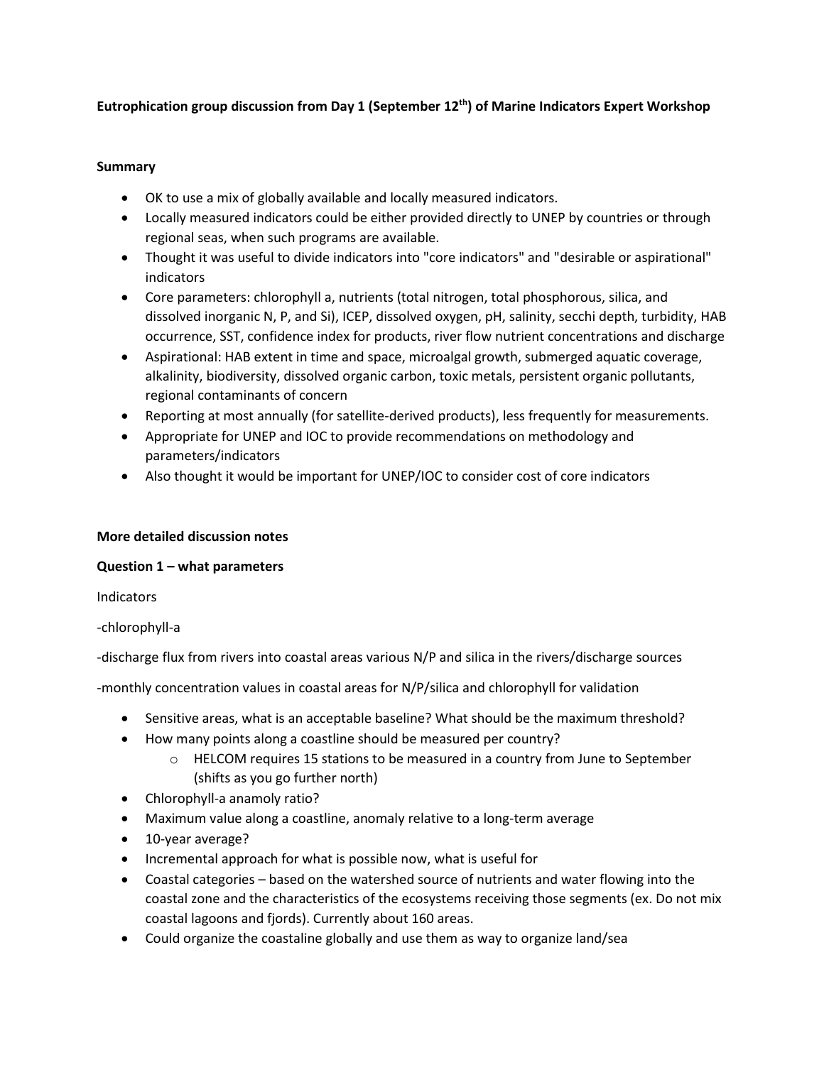**Eutrophication group discussion from Day 1 (September 12th) of Marine Indicators Expert Workshop**

**Summary**

- OK to use a mix of globally available and locally measured indicators.
- Locally measured indicators could be either provided directly to UNEP by countries or through regional seas, when such programs are available.
- Thought it was useful to divide indicators into "core indicators" and "desirable or aspirational" indicators
- Core parameters: chlorophyll a, nutrients (total nitrogen, total phosphorous, silica, and dissolved inorganic N, P, and Si), ICEP, dissolved oxygen, pH, salinity, secchi depth, turbidity, HAB occurrence, SST, confidence index for products, river flow nutrient concentrations and discharge
- Aspirational: HAB extent in time and space, microalgal growth, submerged aquatic coverage, alkalinity, biodiversity, dissolved organic carbon, toxic metals, persistent organic pollutants, regional contaminants of concern
- Reporting at most annually (for satellite-derived products), less frequently for measurements.
- Appropriate for UNEP and IOC to provide recommendations on methodology and parameters/indicators
- Also thought it would be important for UNEP/IOC to consider cost of core indicators

**More detailed discussion notes**

**Question 1 – what parameters**

Indicators

-chlorophyll-a

-discharge flux from rivers into coastal areas various N/P and silica in the rivers/discharge sources

-monthly concentration values in coastal areas for N/P/silica and chlorophyll for validation

- Sensitive areas, what is an acceptable baseline? What should be the maximum threshold?
- How many points along a coastline should be measured per country?
  - HELCOM requires 15 stations to be measured in a country from June to September (shifts as you go further north)
- Chlorophyll-a anamoly ratio?
- Maximum value along a coastline, anomaly relative to a long-term average
- 10-year average?
- Incremental approach for what is possible now, what is useful for
- Coastal categories – based on the watershed source of nutrients and water flowing into the coastal zone and the characteristics of the ecosystems receiving those segments (ex. Do not mix coastal lagoons and fjords). Currently about 160 areas.
- Could organize the coastaline globally and use them as way to organize land/sea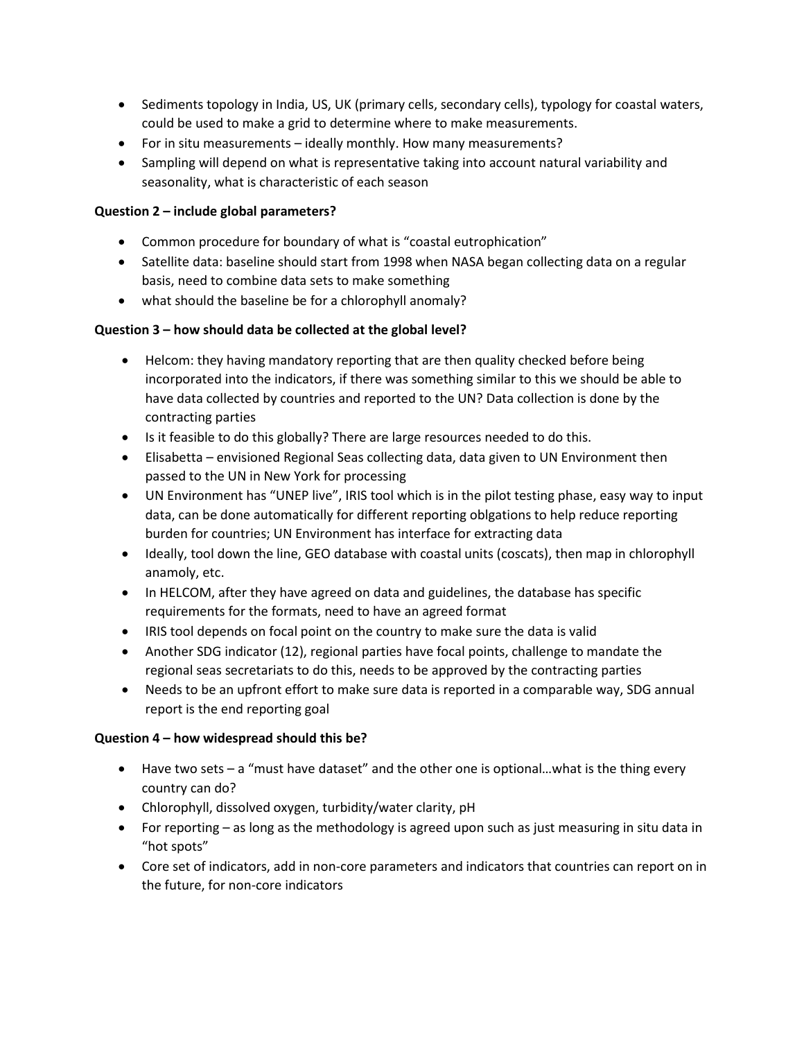- Sediments topology in India, US, UK (primary cells, secondary cells), typology for coastal waters, could be used to make a grid to determine where to make measurements.
- For in situ measurements – ideally monthly. How many measurements?
- Sampling will depend on what is representative taking into account natural variability and seasonality, what is characteristic of each season

**Question 2 – include global parameters?**

- Common procedure for boundary of what is "coastal eutrophication"
- Satellite data: baseline should start from 1998 when NASA began collecting data on a regular basis, need to combine data sets to make something
- what should the baseline be for a chlorophyll anomaly?

**Question 3 – how should data be collected at the global level?**

- Helcom: they having mandatory reporting that are then quality checked before being incorporated into the indicators, if there was something similar to this we should be able to have data collected by countries and reported to the UN? Data collection is done by the contracting parties
- Is it feasible to do this globally? There are large resources needed to do this.
- Elisabetta – envisioned Regional Seas collecting data, data given to UN Environment then passed to the UN in New York for processing
- UN Environment has "UNEP live", IRIS tool which is in the pilot testing phase, easy way to input data, can be done automatically for different reporting oblgations to help reduce reporting burden for countries; UN Environment has interface for extracting data
- Ideally, tool down the line, GEO database with coastal units (coscats), then map in chlorophyll anamoly, etc.
- In HELCOM, after they have agreed on data and guidelines, the database has specific requirements for the formats, need to have an agreed format
- IRIS tool depends on focal point on the country to make sure the data is valid
- Another SDG indicator (12), regional parties have focal points, challenge to mandate the regional seas secretariats to do this, needs to be approved by the contracting parties
- Needs to be an upfront effort to make sure data is reported in a comparable way, SDG annual report is the end reporting goal

**Question 4 – how widespread should this be?**

- Have two sets – a "must have dataset" and the other one is optional…what is the thing every country can do?
- Chlorophyll, dissolved oxygen, turbidity/water clarity, pH
- For reporting – as long as the methodology is agreed upon such as just measuring in situ data in "hot spots"
- Core set of indicators, add in non-core parameters and indicators that countries can report on in the future, for non-core indicators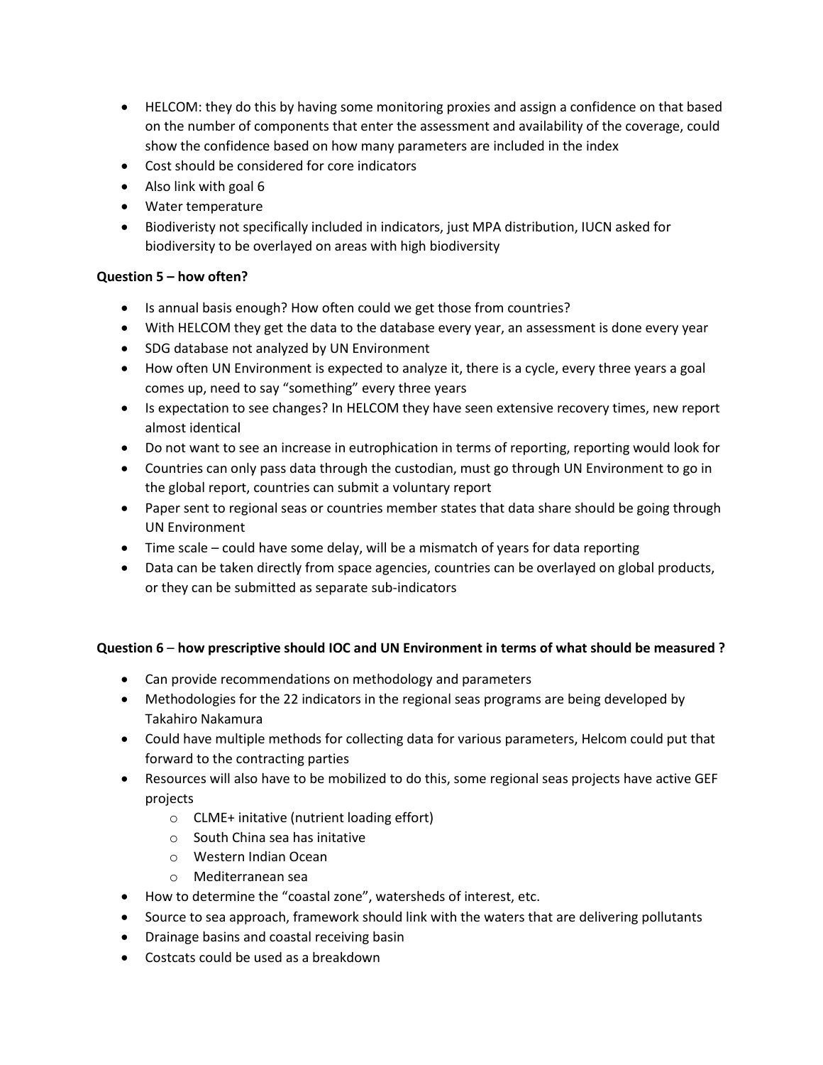- HELCOM: they do this by having some monitoring proxies and assign a confidence on that based on the number of components that enter the assessment and availability of the coverage, could show the confidence based on how many parameters are included in the index
- Cost should be considered for core indicators
- Also link with goal 6
- Water temperature
- Biodiveristy not specifically included in indicators, just MPA distribution, IUCN asked for biodiversity to be overlayed on areas with high biodiversity

**Question 5 – how often?**

- Is annual basis enough? How often could we get those from countries?
- With HELCOM they get the data to the database every year, an assessment is done every year
- SDG database not analyzed by UN Environment
- How often UN Environment is expected to analyze it, there is a cycle, every three years a goal comes up, need to say "something" every three years
- Is expectation to see changes? In HELCOM they have seen extensive recovery times, new report almost identical
- Do not want to see an increase in eutrophication in terms of reporting, reporting would look for
- Countries can only pass data through the custodian, must go through UN Environment to go in the global report, countries can submit a voluntary report
- Paper sent to regional seas or countries member states that data share should be going through UN Environment
- Time scale – could have some delay, will be a mismatch of years for data reporting
- Data can be taken directly from space agencies, countries can be overlayed on global products, or they can be submitted as separate sub-indicators

**Question 6** – **how prescriptive should IOC and UN Environment in terms of what should be measured ?**

- Can provide recommendations on methodology and parameters
- Methodologies for the 22 indicators in the regional seas programs are being developed by Takahiro Nakamura
- Could have multiple methods for collecting data for various parameters, Helcom could put that forward to the contracting parties
- Resources will also have to be mobilized to do this, some regional seas projects have active GEF projects
  - CLME+ initative (nutrient loading effort)
  - South China sea has initative
  - Western Indian Ocean
  - Mediterranean sea
- How to determine the "coastal zone", watersheds of interest, etc.
- Source to sea approach, framework should link with the waters that are delivering pollutants
- Drainage basins and coastal receiving basin
- Costcats could be used as a breakdown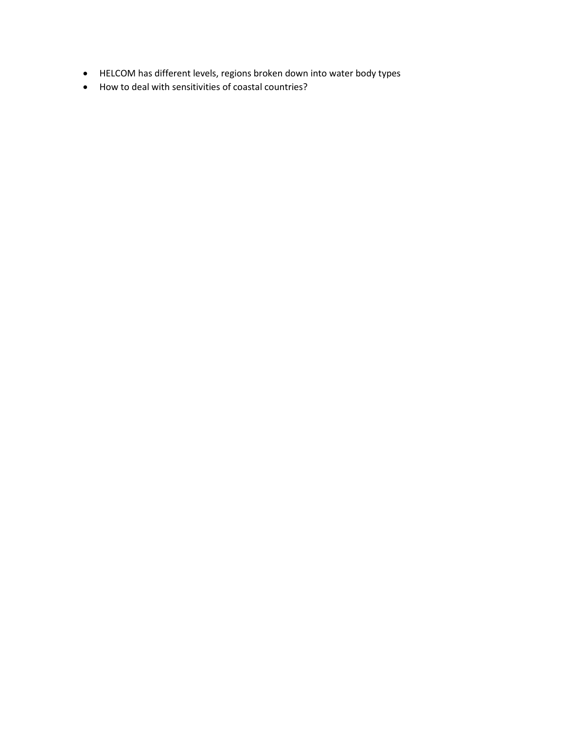- HELCOM has different levels, regions broken down into water body types
- How to deal with sensitivities of coastal countries?